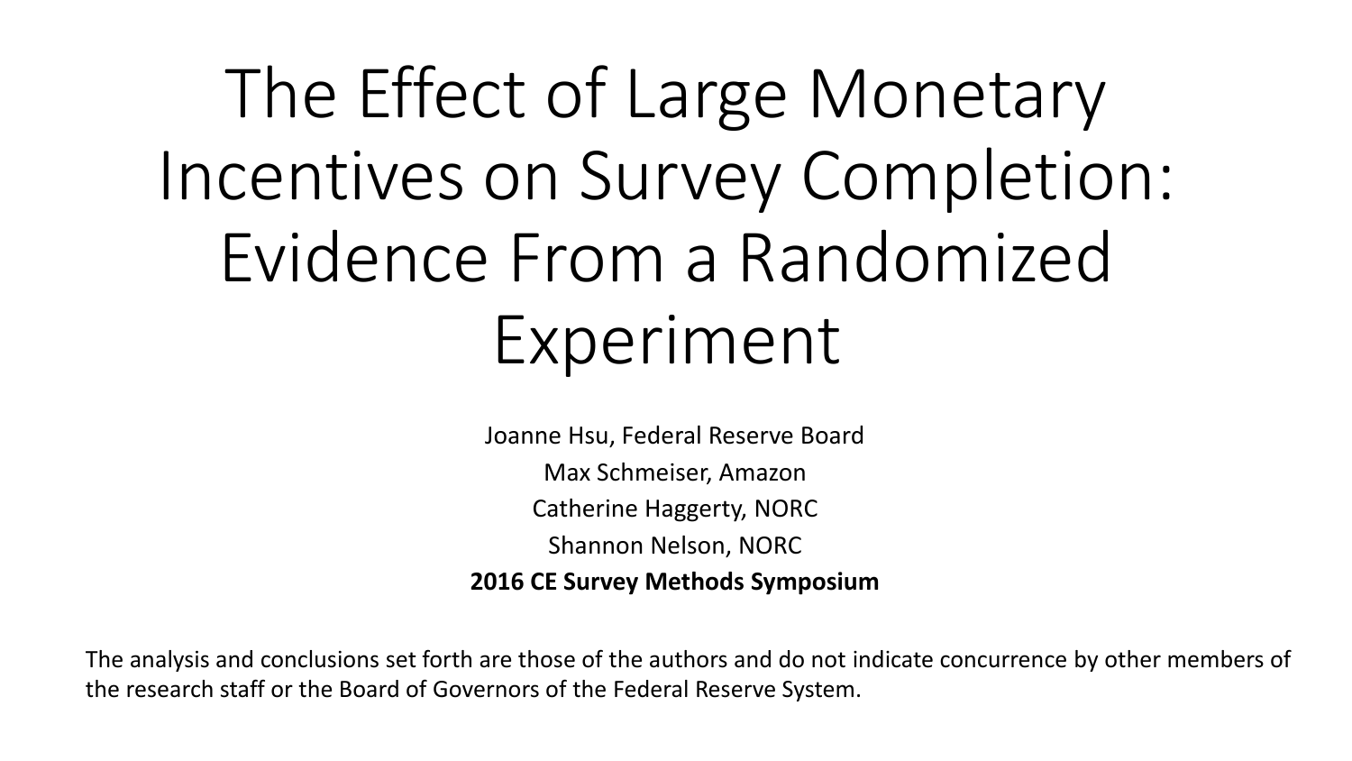# The Effect of Large Monetary Incentives on Survey Completion: Evidence From a Randomized Experiment

Joanne Hsu, Federal Reserve Board

Max Schmeiser, Amazon

Catherine Haggerty, NORC

Shannon Nelson, NORC

**2016 CE Survey Methods Symposium**

The analysis and conclusions set forth are those of the authors and do not indicate concurrence by other members of the research staff or the Board of Governors of the Federal Reserve System.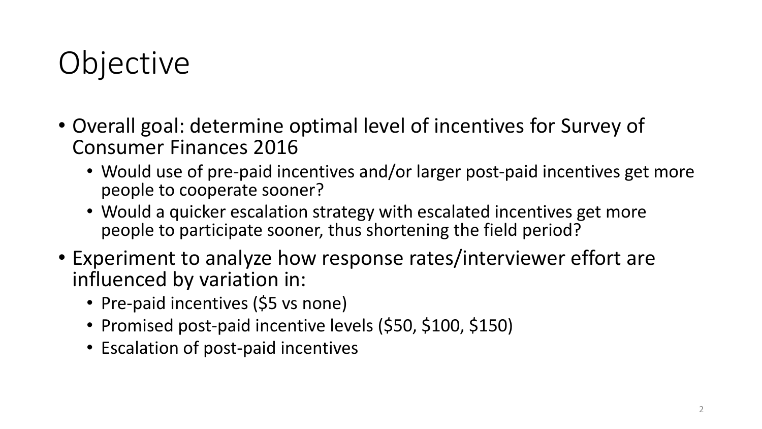# Objective

- Overall goal: determine optimal level of incentives for Survey of Consumer Finances 2016
  - Would use of pre-paid incentives and/or larger post-paid incentives get more people to cooperate sooner?
  - Would a quicker escalation strategy with escalated incentives get more people to participate sooner, thus shortening the field period?
- Experiment to analyze how response rates/interviewer effort are influenced by variation in:
  - Pre-paid incentives ($5 vs none)
  - Promised post-paid incentive levels ($50, $100, $150)
  - Escalation of post-paid incentives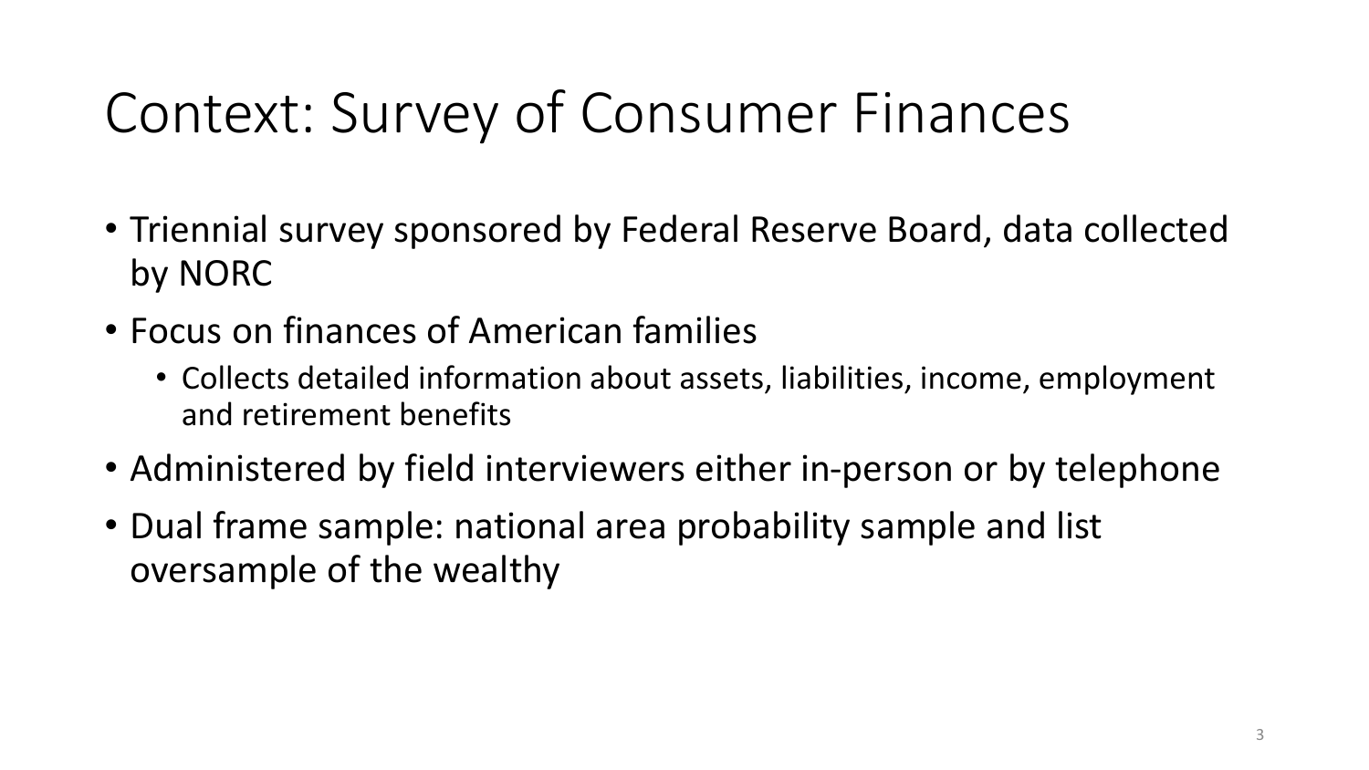# Context: Survey of Consumer Finances

- Triennial survey sponsored by Federal Reserve Board, data collected by NORC
- Focus on finances of American families
  - Collects detailed information about assets, liabilities, income, employment and retirement benefits
- Administered by field interviewers either in-person or by telephone
- Dual frame sample: national area probability sample and list oversample of the wealthy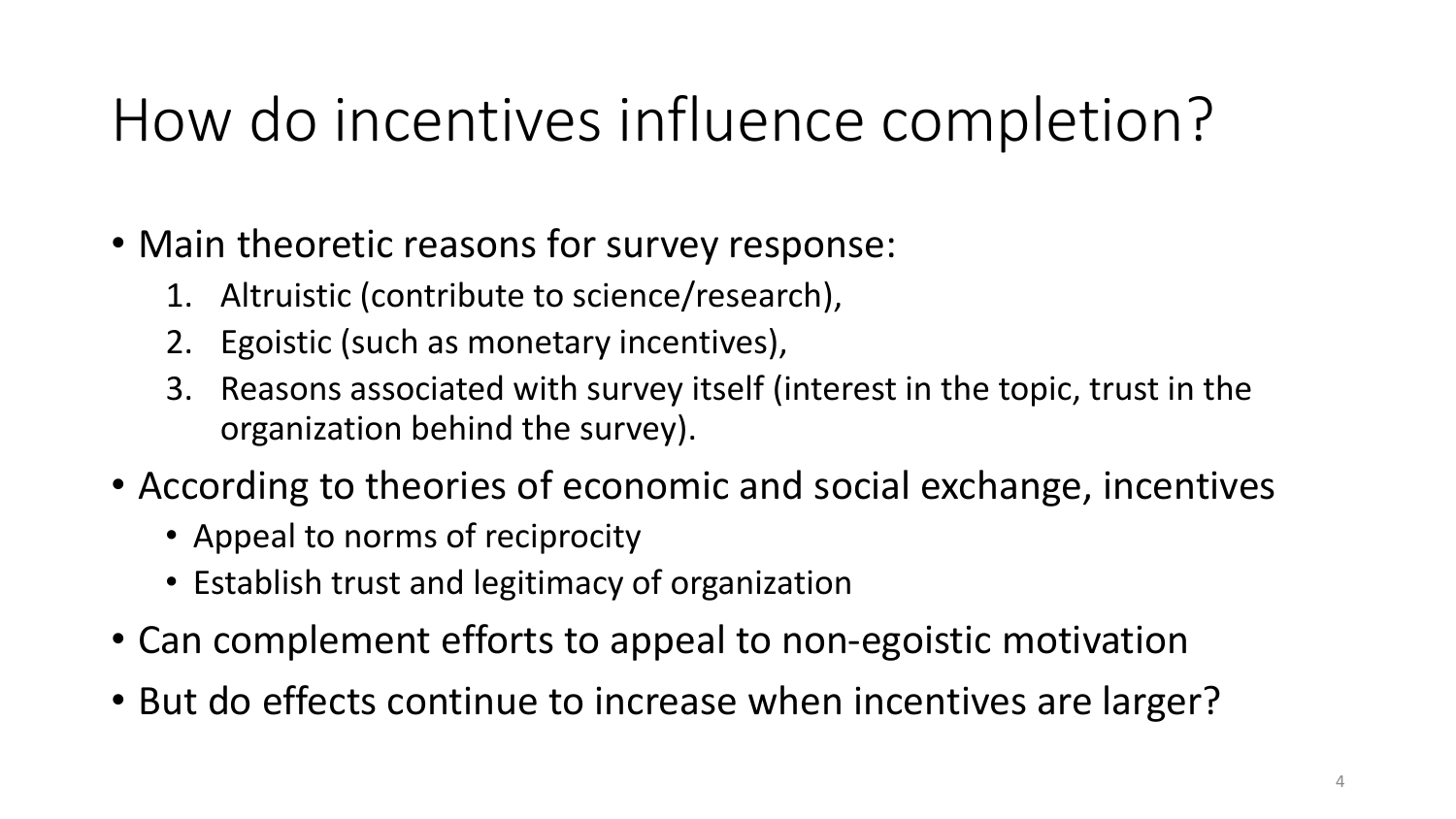# How do incentives influence completion?

- Main theoretic reasons for survey response:
  1. Altruistic (contribute to science/research),
  2. Egoistic (such as monetary incentives),
  3. Reasons associated with survey itself (interest in the topic, trust in the organization behind the survey).
- According to theories of economic and social exchange, incentives
  - Appeal to norms of reciprocity
  - Establish trust and legitimacy of organization
- Can complement efforts to appeal to non-egoistic motivation
- But do effects continue to increase when incentives are larger?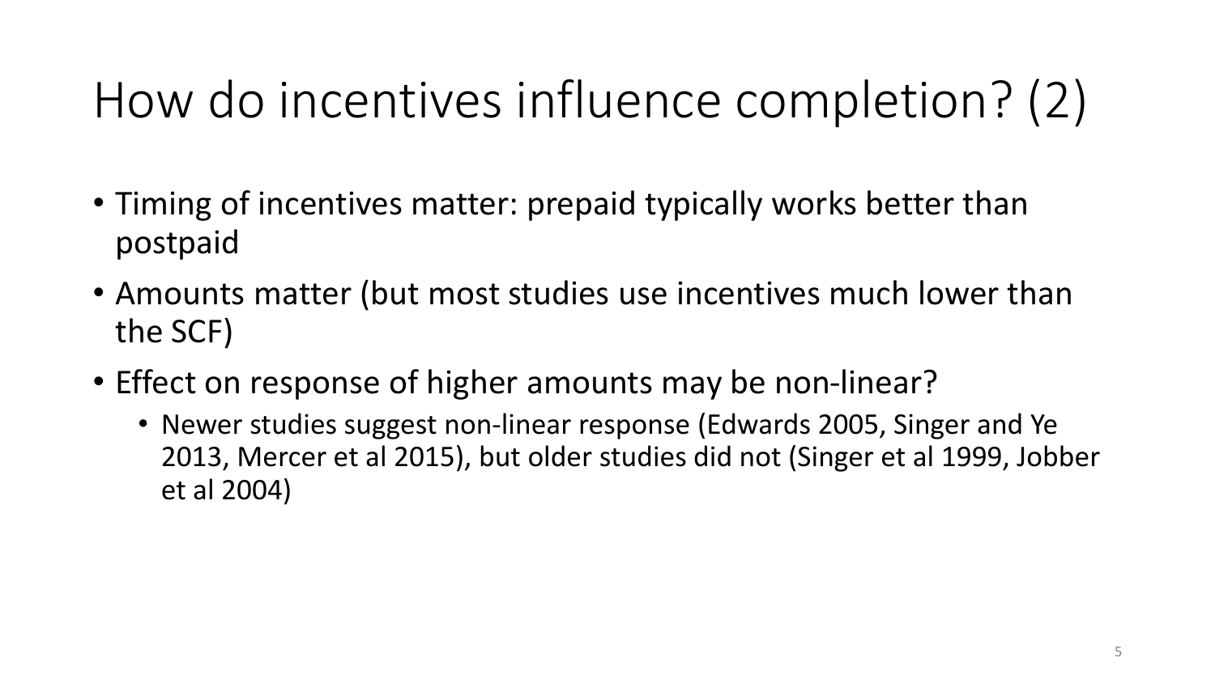# How do incentives influence completion? (2)

- Timing of incentives matter: prepaid typically works better than postpaid
- Amounts matter (but most studies use incentives much lower than the SCF)
- Effect on response of higher amounts may be non-linear?
  - Newer studies suggest non-linear response (Edwards 2005, Singer and Ye 2013, Mercer et al 2015), but older studies did not (Singer et al 1999, Jobber et al 2004)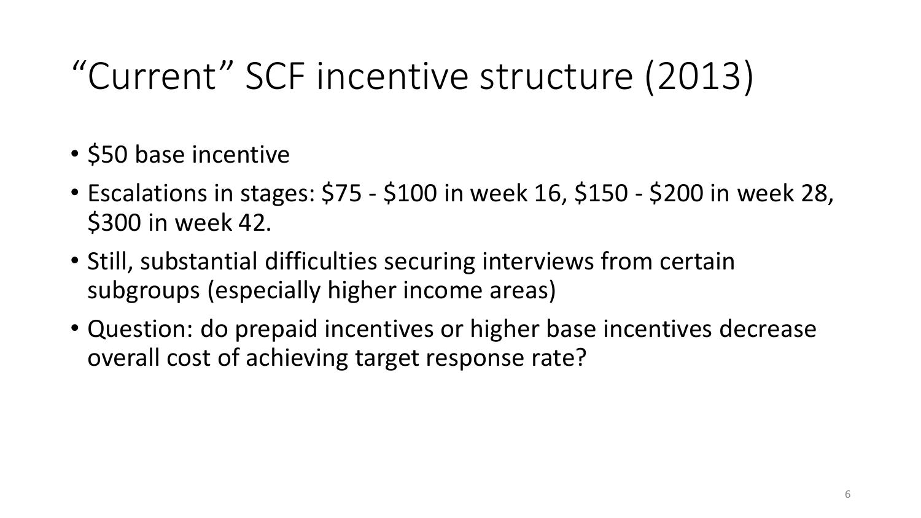# "Current" SCF incentive structure (2013)

- $50 base incentive
- Escalations in stages: $75 - $100 in week 16, $150 - $200 in week 28, $300 in week 42.
- Still, substantial difficulties securing interviews from certain subgroups (especially higher income areas)
- Question: do prepaid incentives or higher base incentives decrease overall cost of achieving target response rate?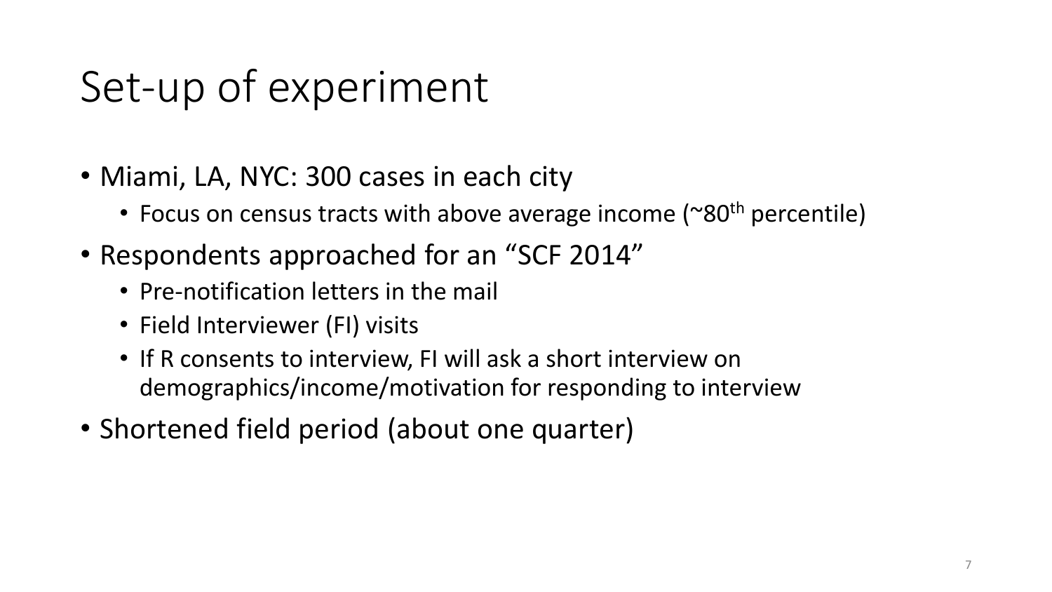# Set-up of experiment

- Miami, LA, NYC: 300 cases in each city
  - Focus on census tracts with above average income (~80$^{th}$ percentile)
- Respondents approached for an "SCF 2014"
  - Pre-notification letters in the mail
  - Field Interviewer (FI) visits
  - If R consents to interview, FI will ask a short interview on demographics/income/motivation for responding to interview
- Shortened field period (about one quarter)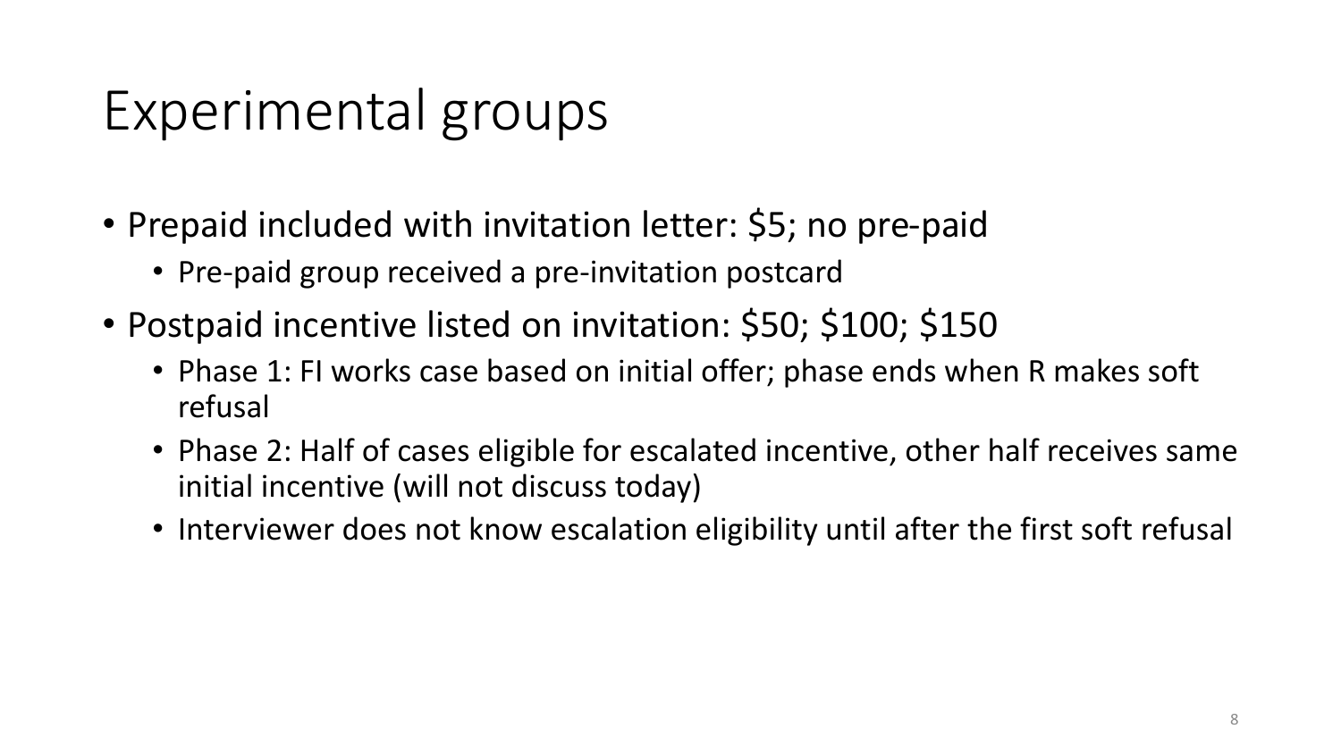# Experimental groups

- Prepaid included with invitation letter: $5; no pre-paid
  - Pre-paid group received a pre-invitation postcard
- Postpaid incentive listed on invitation: $50; $100; $150
  - Phase 1: FI works case based on initial offer; phase ends when R makes soft refusal
  - Phase 2: Half of cases eligible for escalated incentive, other half receives same initial incentive (will not discuss today)
  - Interviewer does not know escalation eligibility until after the first soft refusal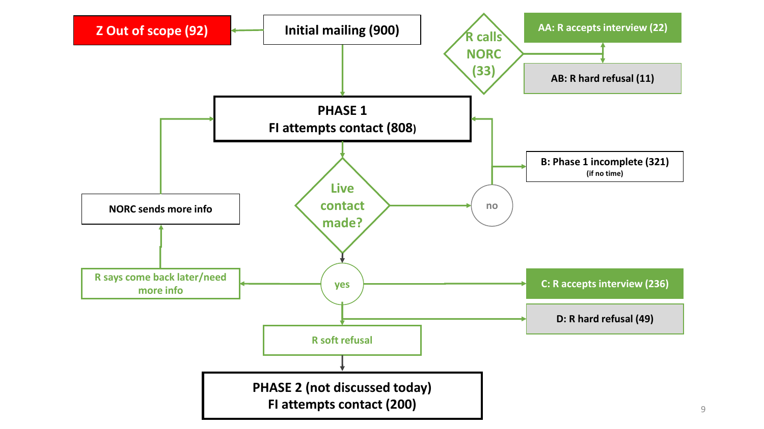Z Out of scope (92)

Initial mailing (900)

R calls NORC (33)

AA: R accepts interview (22)

AB: R hard refusal (11)

PHASE 1
FI attempts contact (808)

B: Phase 1 incomplete (321)
(if no time)

NORC sends more info

Live contact made?

no

yes

R says come back later/need more info

C: R accepts interview (236)

D: R hard refusal (49)

R soft refusal

PHASE 2 (not discussed today)
FI attempts contact (200)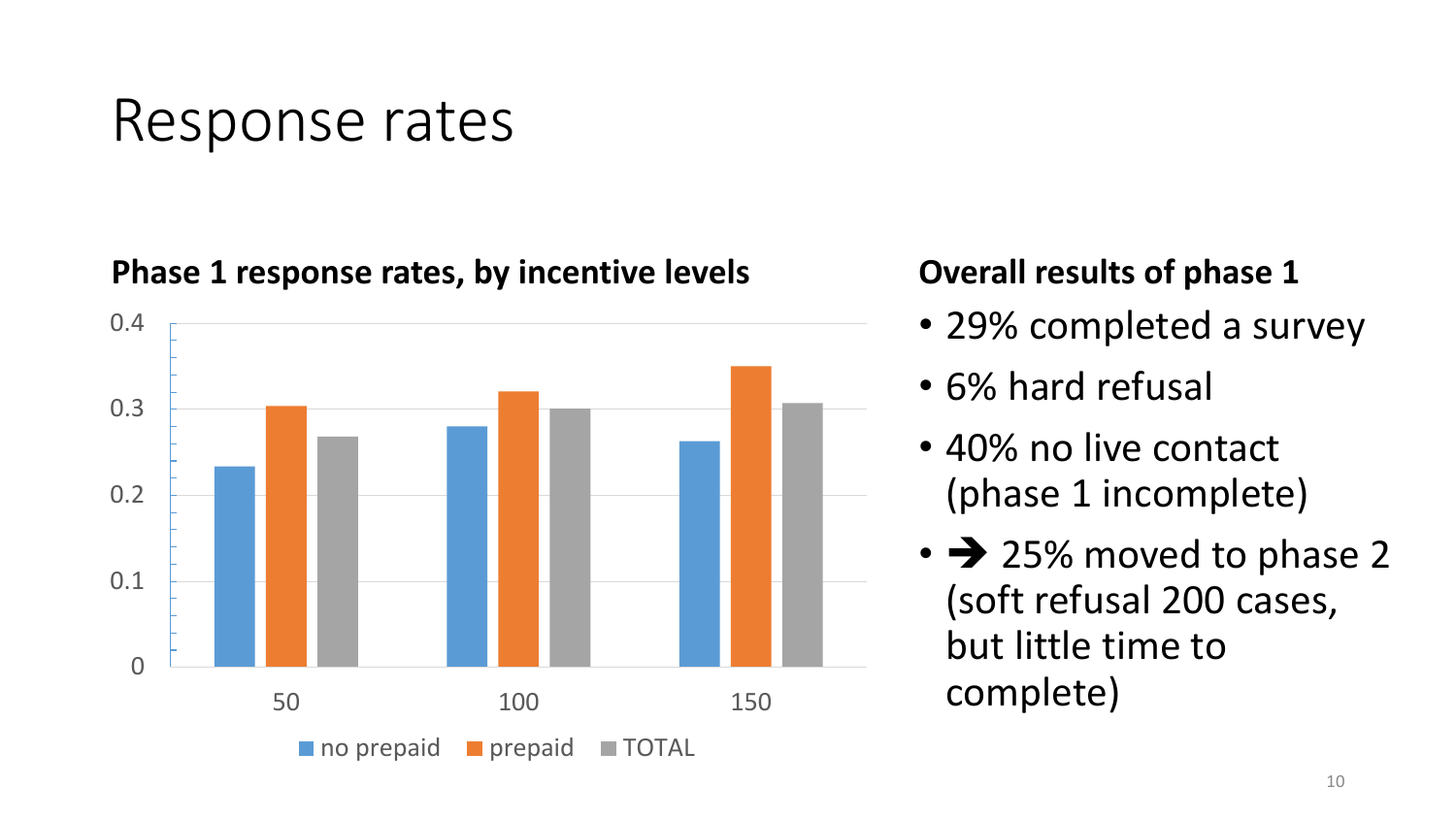# Response rates

**Phase 1 response rates, by incentive levels**

Legend: no prepaid, prepaid, TOTAL

Y-axis: 0, 0.1, 0.2, 0.3, 0.4

X-axis: 50, 100, 150

**Overall results of phase 1**

- 29% completed a survey
- 6% hard refusal
- 40% no live contact (phase 1 incomplete)
- ➔ 25% moved to phase 2 (soft refusal 200 cases, but little time to complete)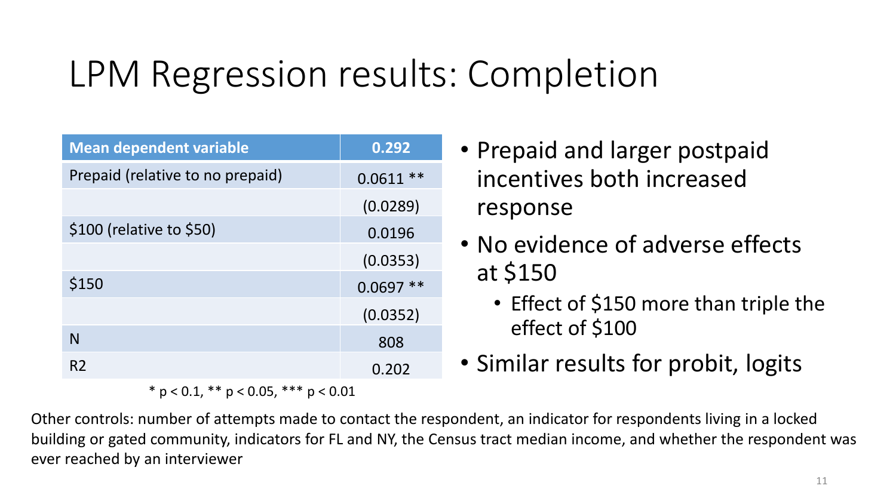# LPM Regression results: Completion

| Mean dependent variable | 0.292 |
|---|---|
| Prepaid (relative to no prepaid) | 0.0611 ** |
| | (0.0289) |
| $100 (relative to $50) | 0.0196 |
| | (0.0353) |
| $150 | 0.0697 ** |
| | (0.0352) |
| N | 808 |
| R2 | 0.202 |

* p < 0.1, ** p < 0.05, *** p < 0.01

- Prepaid and larger postpaid incentives both increased response
- No evidence of adverse effects at $150
  - Effect of $150 more than triple the effect of $100
- Similar results for probit, logits

Other controls: number of attempts made to contact the respondent, an indicator for respondents living in a locked building or gated community, indicators for FL and NY, the Census tract median income, and whether the respondent was ever reached by an interviewer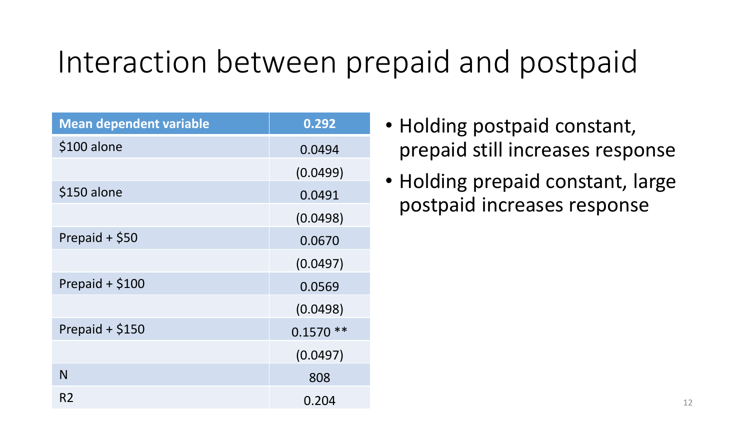# Interaction between prepaid and postpaid

| Mean dependent variable | 0.292 |
|---|---|
| $100 alone | 0.0494 |
| | (0.0499) |
| $150 alone | 0.0491 |
| | (0.0498) |
| Prepaid + $50 | 0.0670 |
| | (0.0497) |
| Prepaid + $100 | 0.0569 |
| | (0.0498) |
| Prepaid + $150 | 0.1570 ** |
| | (0.0497) |
| N | 808 |
| R2 | 0.204 |

- Holding postpaid constant, prepaid still increases response
- Holding prepaid constant, large postpaid increases response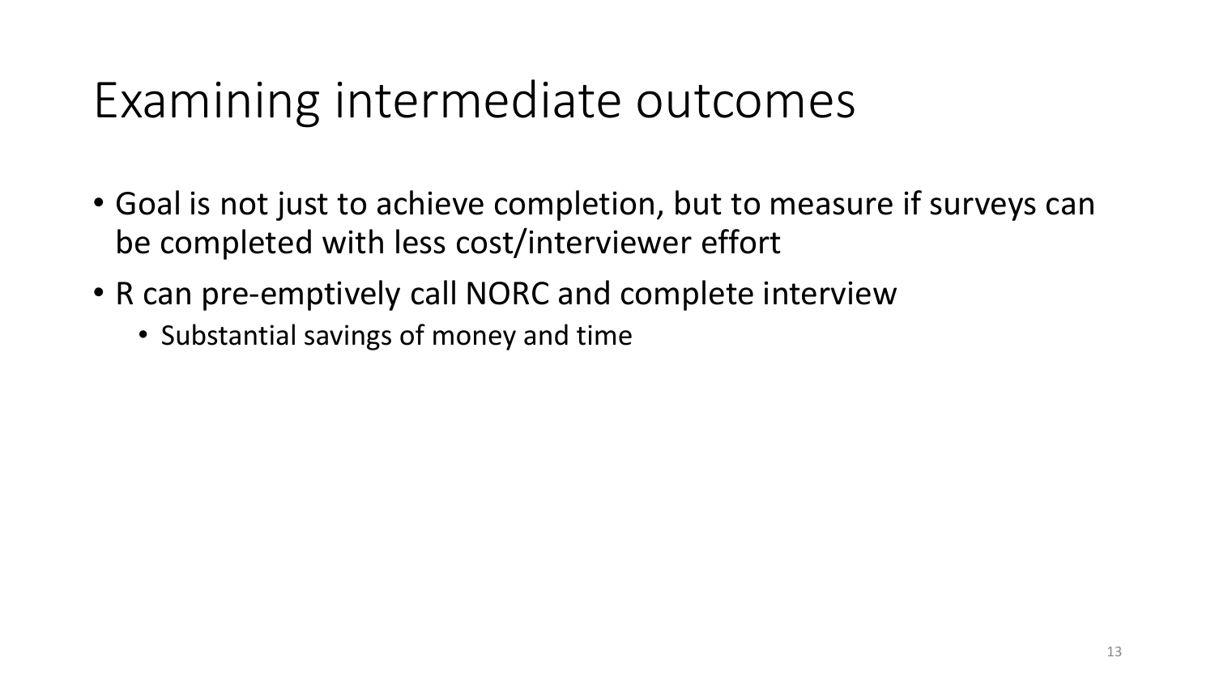# Examining intermediate outcomes

- Goal is not just to achieve completion, but to measure if surveys can be completed with less cost/interviewer effort
- R can pre-emptively call NORC and complete interview
  - Substantial savings of money and time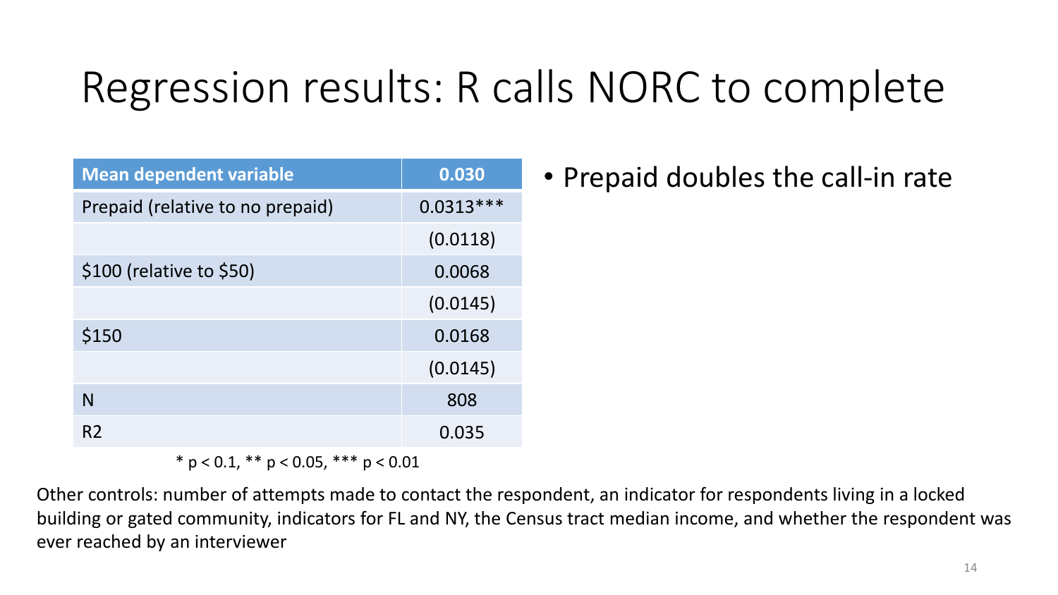# Regression results: R calls NORC to complete

| Mean dependent variable | 0.030 |
|---|---|
| Prepaid (relative to no prepaid) | 0.0313*** |
| | (0.0118) |
| $100 (relative to $50) | 0.0068 |
| | (0.0145) |
| $150 | 0.0168 |
| | (0.0145) |
| N | 808 |
| R2 | 0.035 |

\* $p < 0.1$, ** $p < 0.05$, *** $p < 0.01$

- Prepaid doubles the call-in rate

Other controls: number of attempts made to contact the respondent, an indicator for respondents living in a locked building or gated community, indicators for FL and NY, the Census tract median income, and whether the respondent was ever reached by an interviewer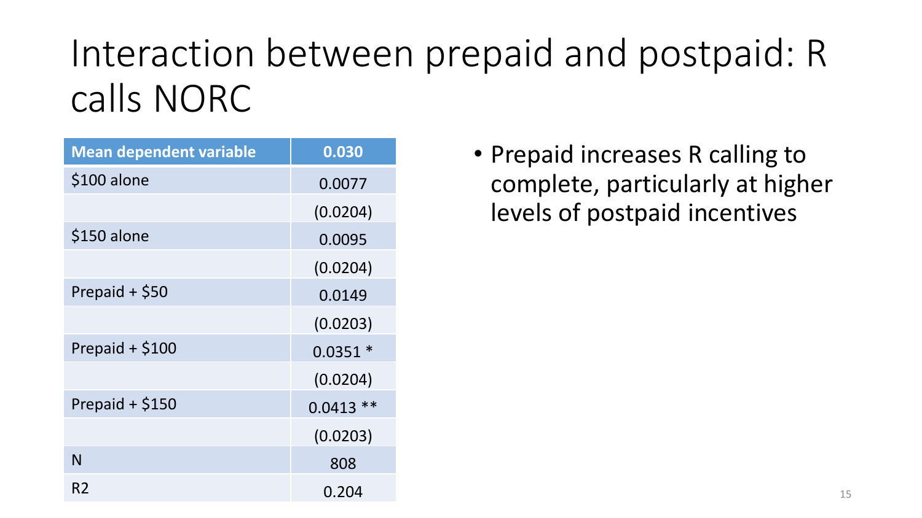# Interaction between prepaid and postpaid: R calls NORC

| Mean dependent variable | 0.030 |
|---|---|
| $100 alone | 0.0077 |
| | (0.0204) |
| $150 alone | 0.0095 |
| | (0.0204) |
| Prepaid + $50 | 0.0149 |
| | (0.0203) |
| Prepaid + $100 | 0.0351 * |
| | (0.0204) |
| Prepaid + $150 | 0.0413 ** |
| | (0.0203) |
| N | 808 |
| $R^2$ | 0.204 |

- Prepaid increases R calling to complete, particularly at higher levels of postpaid incentives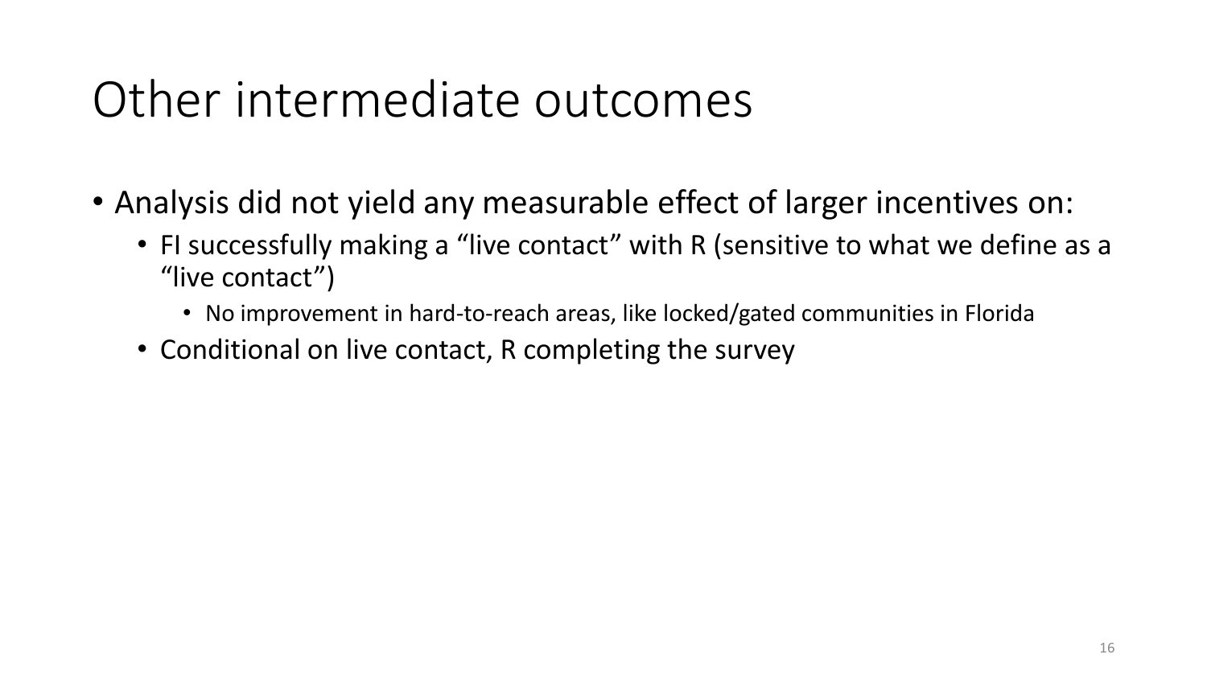# Other intermediate outcomes

- Analysis did not yield any measurable effect of larger incentives on:
  - FI successfully making a “live contact” with R (sensitive to what we define as a “live contact”)
    - No improvement in hard-to-reach areas, like locked/gated communities in Florida
  - Conditional on live contact, R completing the survey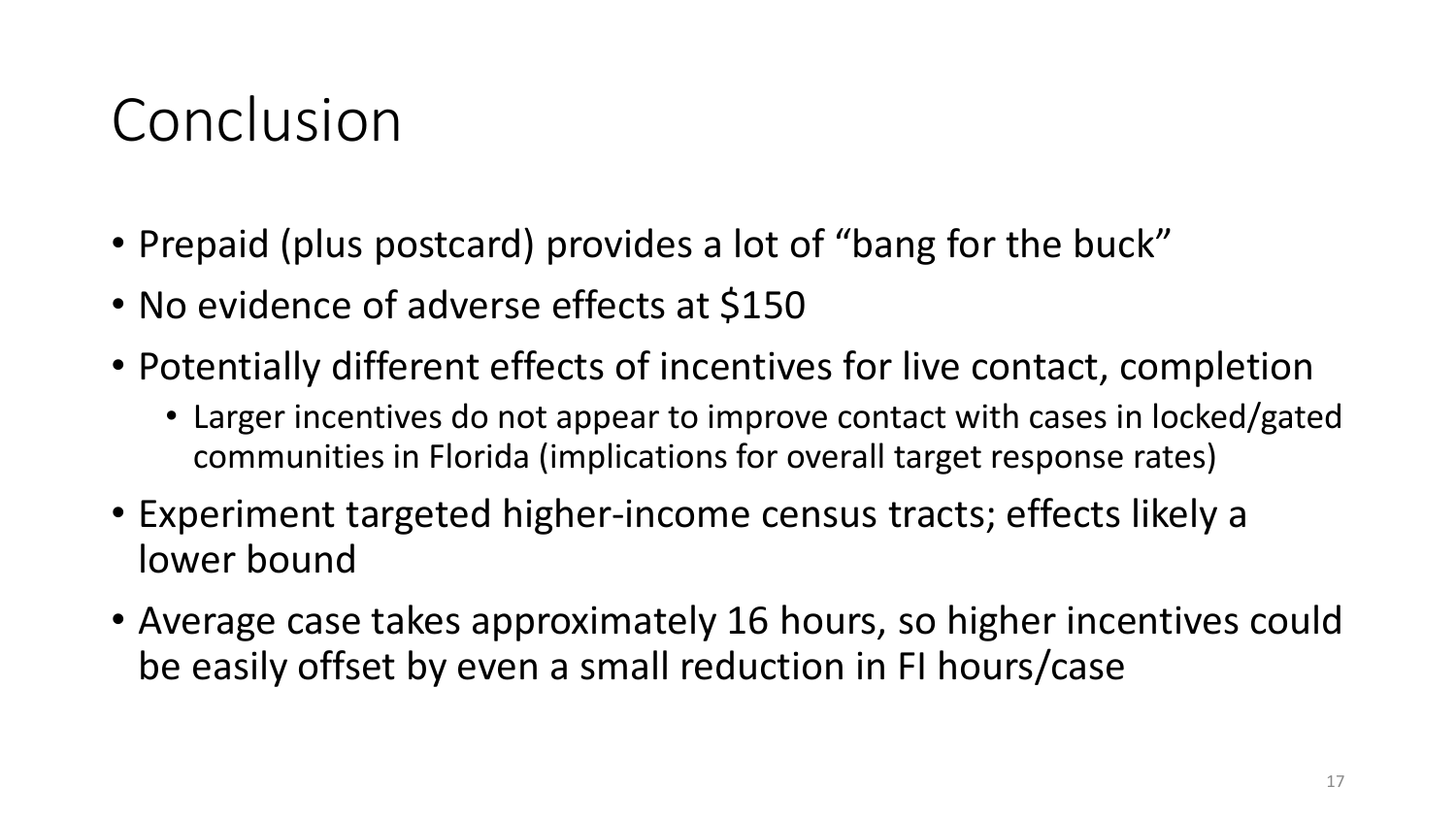# Conclusion

- Prepaid (plus postcard) provides a lot of “bang for the buck”
- No evidence of adverse effects at $150
- Potentially different effects of incentives for live contact, completion
  - Larger incentives do not appear to improve contact with cases in locked/gated communities in Florida (implications for overall target response rates)
- Experiment targeted higher-income census tracts; effects likely a lower bound
- Average case takes approximately 16 hours, so higher incentives could be easily offset by even a small reduction in FI hours/case